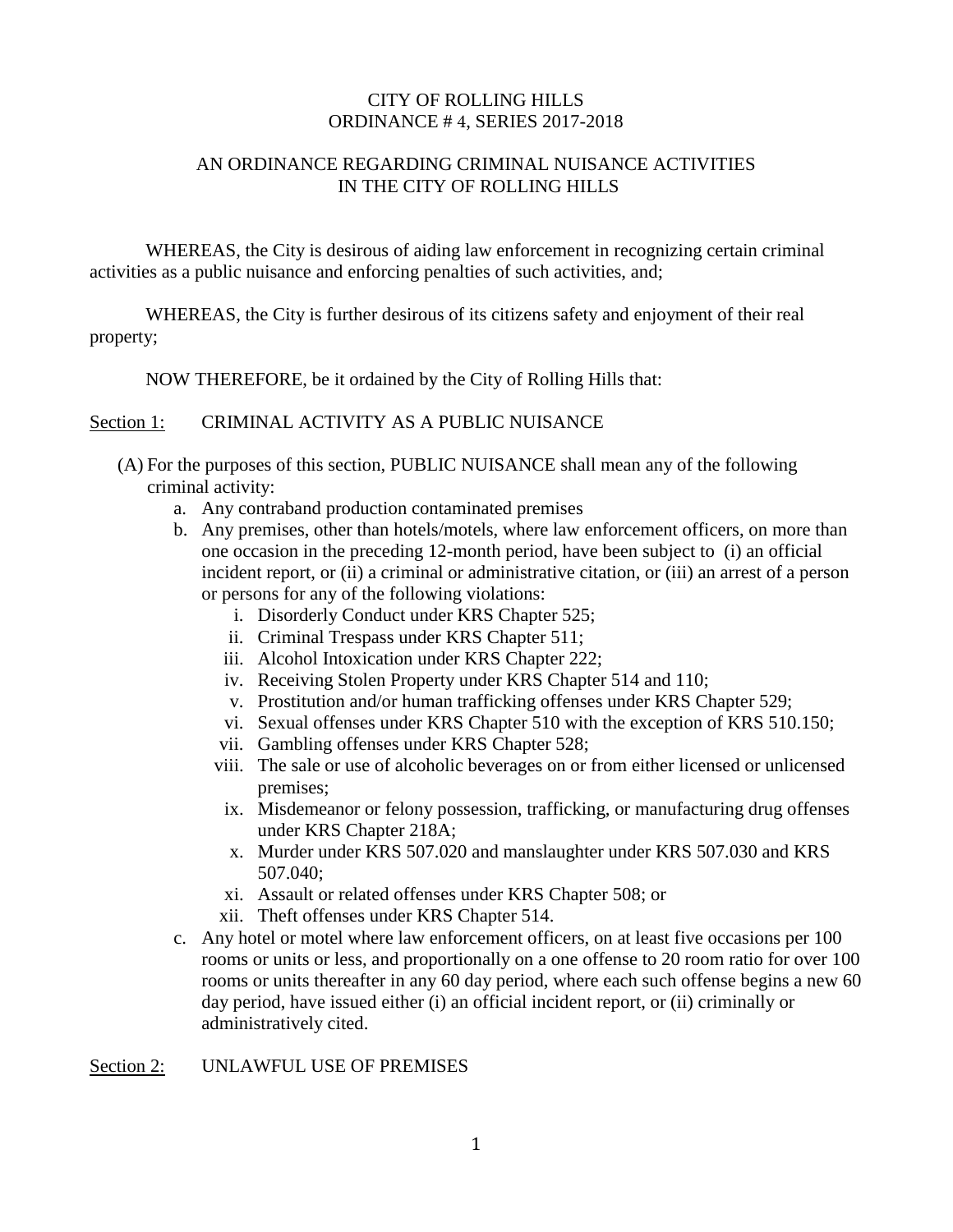CITY OF ROLLING HILLS
ORDINANCE # 4, SERIES 2017-2018

AN ORDINANCE REGARDING CRIMINAL NUISANCE ACTIVITIES
IN THE CITY OF ROLLING HILLS

WHEREAS, the City is desirous of aiding law enforcement in recognizing certain criminal activities as a public nuisance and enforcing penalties of such activities, and;

WHEREAS, the City is further desirous of its citizens safety and enjoyment of their real property;

NOW THEREFORE, be it ordained by the City of Rolling Hills that:

<u>Section 1:</u> CRIMINAL ACTIVITY AS A PUBLIC NUISANCE

(A) For the purposes of this section, PUBLIC NUISANCE shall mean any of the following criminal activity:

a. Any contraband production contaminated premises
b. Any premises, other than hotels/motels, where law enforcement officers, on more than one occasion in the preceding 12-month period, have been subject to (i) an official incident report, or (ii) a criminal or administrative citation, or (iii) an arrest of a person or persons for any of the following violations:
   i. Disorderly Conduct under KRS Chapter 525;
   ii. Criminal Trespass under KRS Chapter 511;
   iii. Alcohol Intoxication under KRS Chapter 222;
   iv. Receiving Stolen Property under KRS Chapter 514 and 110;
   v. Prostitution and/or human trafficking offenses under KRS Chapter 529;
   vi. Sexual offenses under KRS Chapter 510 with the exception of KRS 510.150;
   vii. Gambling offenses under KRS Chapter 528;
   viii. The sale or use of alcoholic beverages on or from either licensed or unlicensed premises;
   ix. Misdemeanor or felony possession, trafficking, or manufacturing drug offenses under KRS Chapter 218A;
   x. Murder under KRS 507.020 and manslaughter under KRS 507.030 and KRS 507.040;
   xi. Assault or related offenses under KRS Chapter 508; or
   xii. Theft offenses under KRS Chapter 514.
c. Any hotel or motel where law enforcement officers, on at least five occasions per 100 rooms or units or less, and proportionally on a one offense to 20 room ratio for over 100 rooms or units thereafter in any 60 day period, where each such offense begins a new 60 day period, have issued either (i) an official incident report, or (ii) criminally or administratively cited.

<u>Section 2:</u> UNLAWFUL USE OF PREMISES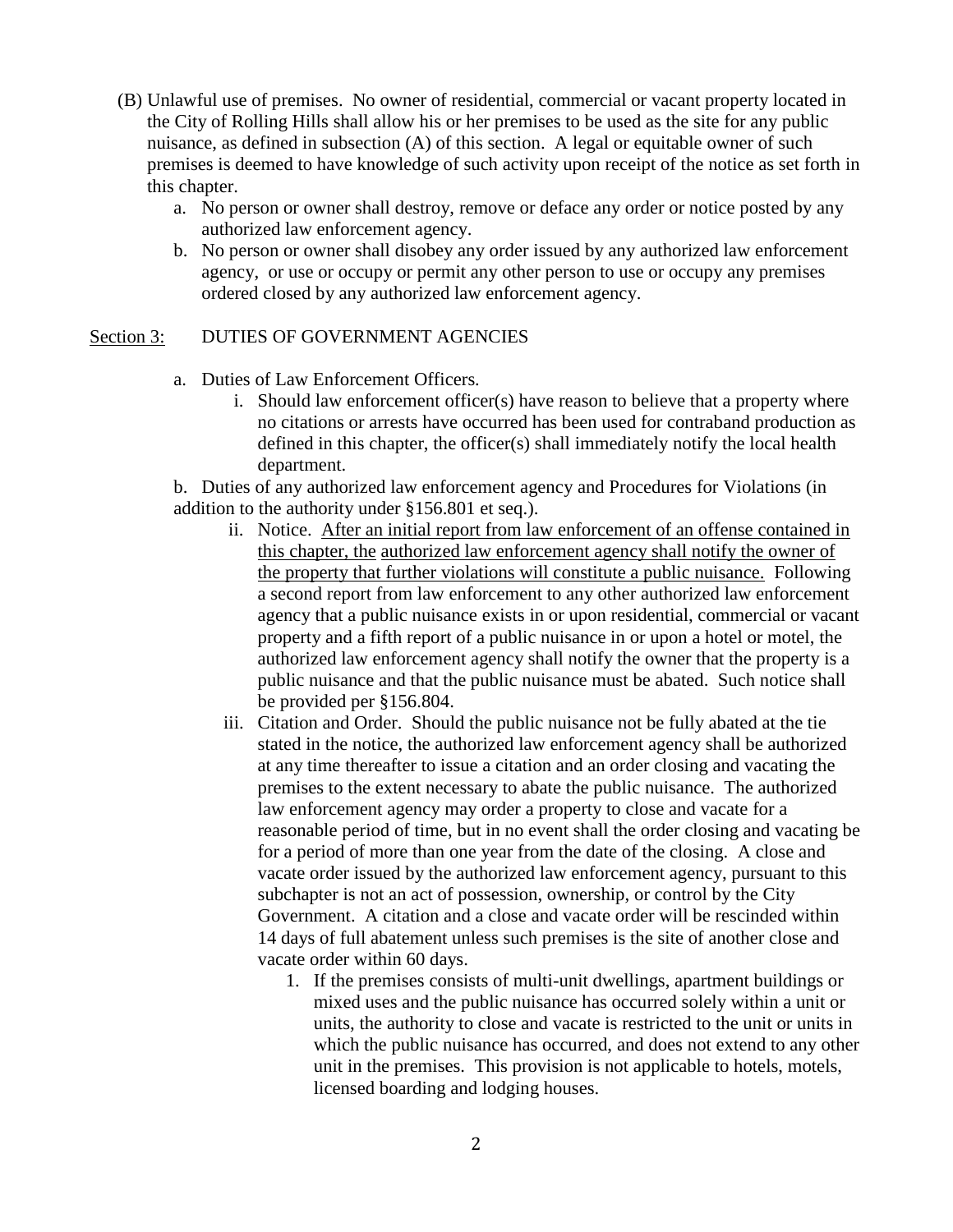(B) Unlawful use of premises. No owner of residential, commercial or vacant property located in the City of Rolling Hills shall allow his or her premises to be used as the site for any public nuisance, as defined in subsection (A) of this section. A legal or equitable owner of such premises is deemed to have knowledge of such activity upon receipt of the notice as set forth in this chapter.

   a. No person or owner shall destroy, remove or deface any order or notice posted by any authorized law enforcement agency.
   b. No person or owner shall disobey any order issued by any authorized law enforcement agency, or use or occupy or permit any other person to use or occupy any premises ordered closed by any authorized law enforcement agency.

<u>Section 3:</u> DUTIES OF GOVERNMENT AGENCIES

a. Duties of Law Enforcement Officers.

   i. Should law enforcement officer(s) have reason to believe that a property where no citations or arrests have occurred has been used for contraband production as defined in this chapter, the officer(s) shall immediately notify the local health department.

b. Duties of any authorized law enforcement agency and Procedures for Violations (in addition to the authority under §156.801 et seq.).

   ii. Notice. <u>After an initial report from law enforcement of an offense contained in this chapter, the authorized law enforcement agency shall notify the owner of the property that further violations will constitute a public nuisance.</u> Following a second report from law enforcement to any other authorized law enforcement agency that a public nuisance exists in or upon residential, commercial or vacant property and a fifth report of a public nuisance in or upon a hotel or motel, the authorized law enforcement agency shall notify the owner that the property is a public nuisance and that the public nuisance must be abated. Such notice shall be provided per §156.804.

   iii. Citation and Order. Should the public nuisance not be fully abated at the tie stated in the notice, the authorized law enforcement agency shall be authorized at any time thereafter to issue a citation and an order closing and vacating the premises to the extent necessary to abate the public nuisance. The authorized law enforcement agency may order a property to close and vacate for a reasonable period of time, but in no event shall the order closing and vacating be for a period of more than one year from the date of the closing. A close and vacate order issued by the authorized law enforcement agency, pursuant to this subchapter is not an act of possession, ownership, or control by the City Government. A citation and a close and vacate order will be rescinded within 14 days of full abatement unless such premises is the site of another close and vacate order within 60 days.

      1. If the premises consists of multi-unit dwellings, apartment buildings or mixed uses and the public nuisance has occurred solely within a unit or units, the authority to close and vacate is restricted to the unit or units in which the public nuisance has occurred, and does not extend to any other unit in the premises. This provision is not applicable to hotels, motels, licensed boarding and lodging houses.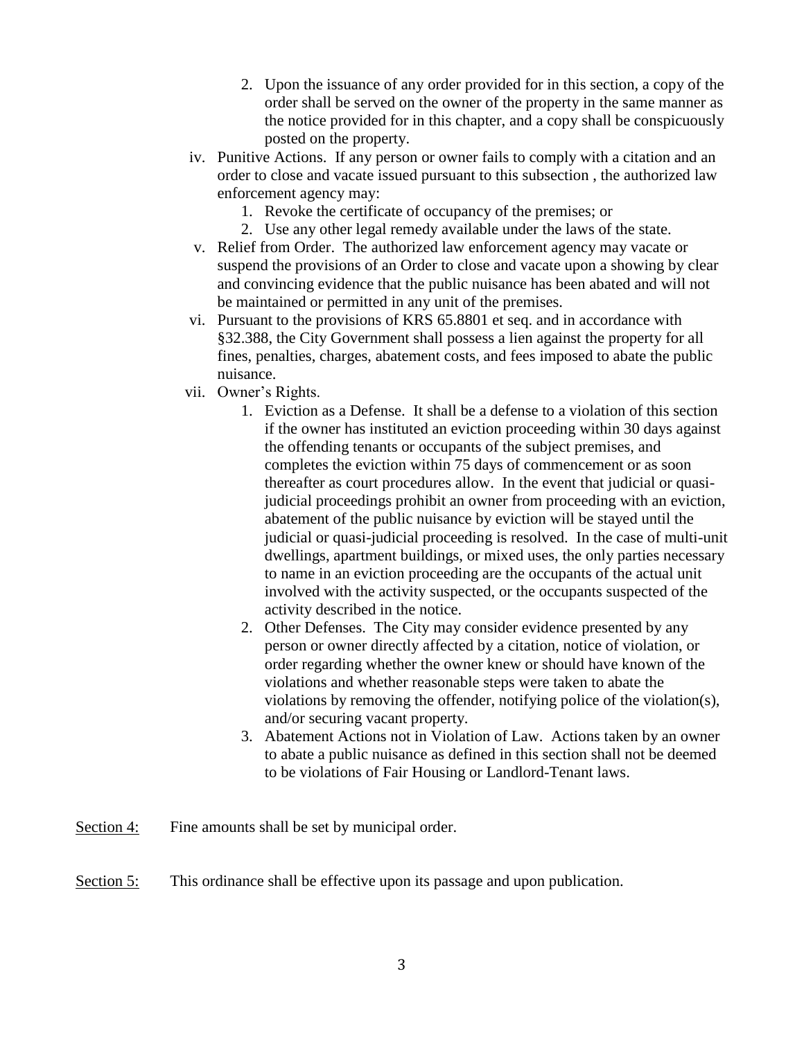2. Upon the issuance of any order provided for in this section, a copy of the order shall be served on the owner of the property in the same manner as the notice provided for in this chapter, and a copy shall be conspicuously posted on the property.

iv. Punitive Actions. If any person or owner fails to comply with a citation and an order to close and vacate issued pursuant to this subsection , the authorized law enforcement agency may:

   1. Revoke the certificate of occupancy of the premises; or
   2. Use any other legal remedy available under the laws of the state.

v. Relief from Order. The authorized law enforcement agency may vacate or suspend the provisions of an Order to close and vacate upon a showing by clear and convincing evidence that the public nuisance has been abated and will not be maintained or permitted in any unit of the premises.

vi. Pursuant to the provisions of KRS 65.8801 et seq. and in accordance with §32.388, the City Government shall possess a lien against the property for all fines, penalties, charges, abatement costs, and fees imposed to abate the public nuisance.

vii. Owner's Rights.

   1. Eviction as a Defense. It shall be a defense to a violation of this section if the owner has instituted an eviction proceeding within 30 days against the offending tenants or occupants of the subject premises, and completes the eviction within 75 days of commencement or as soon thereafter as court procedures allow. In the event that judicial or quasi-judicial proceedings prohibit an owner from proceeding with an eviction, abatement of the public nuisance by eviction will be stayed until the judicial or quasi-judicial proceeding is resolved. In the case of multi-unit dwellings, apartment buildings, or mixed uses, the only parties necessary to name in an eviction proceeding are the occupants of the actual unit involved with the activity suspected, or the occupants suspected of the activity described in the notice.
   2. Other Defenses. The City may consider evidence presented by any person or owner directly affected by a citation, notice of violation, or order regarding whether the owner knew or should have known of the violations and whether reasonable steps were taken to abate the violations by removing the offender, notifying police of the violation(s), and/or securing vacant property.
   3. Abatement Actions not in Violation of Law. Actions taken by an owner to abate a public nuisance as defined in this section shall not be deemed to be violations of Fair Housing or Landlord-Tenant laws.

<u>Section 4:</u> Fine amounts shall be set by municipal order.

<u>Section 5:</u> This ordinance shall be effective upon its passage and upon publication.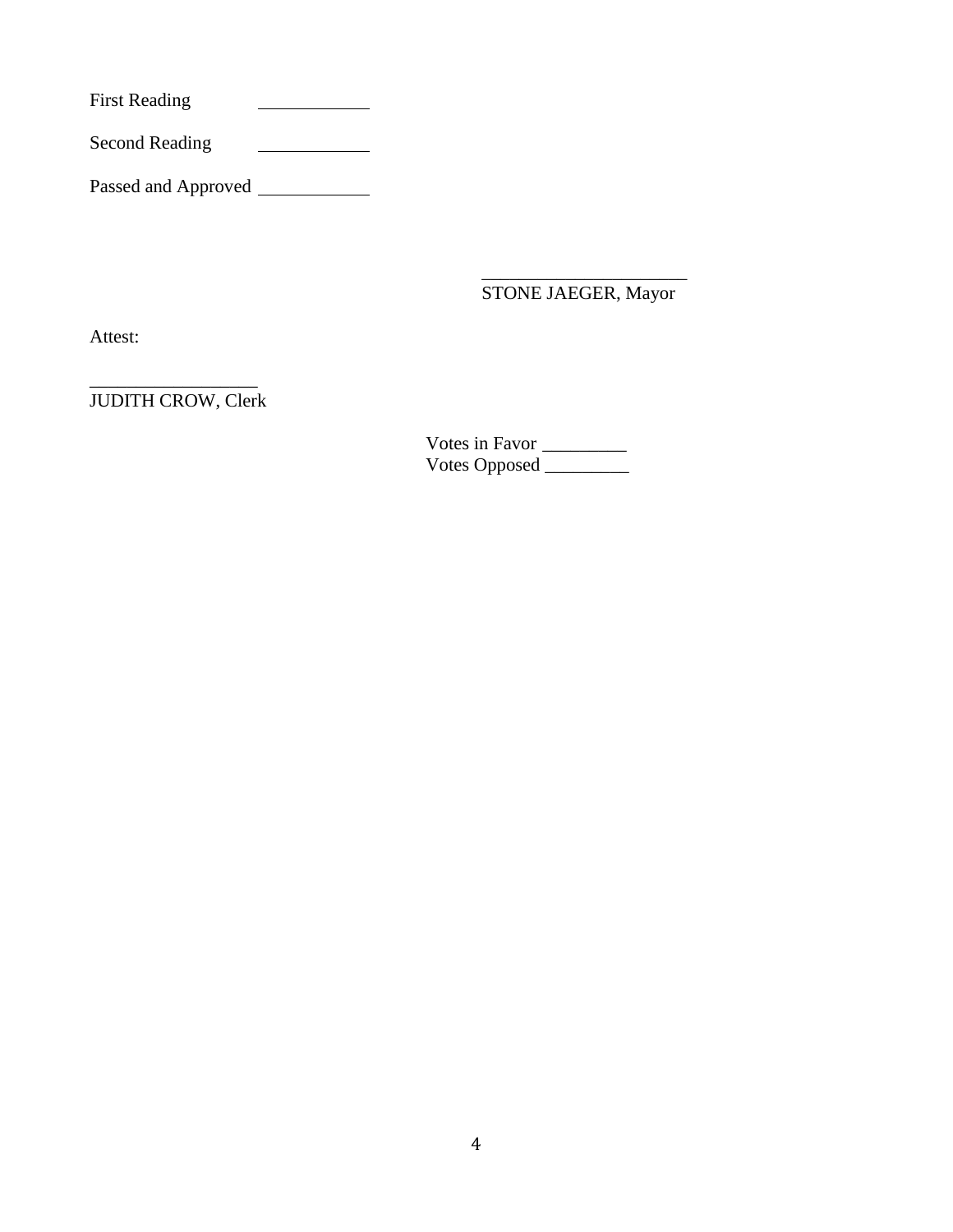First Reading ____________

Second Reading ____________

Passed and Approved ____________

_____________________
STONE JAEGER, Mayor

Attest:

_________________
JUDITH CROW, Clerk

Votes in Favor _________
Votes Opposed _________